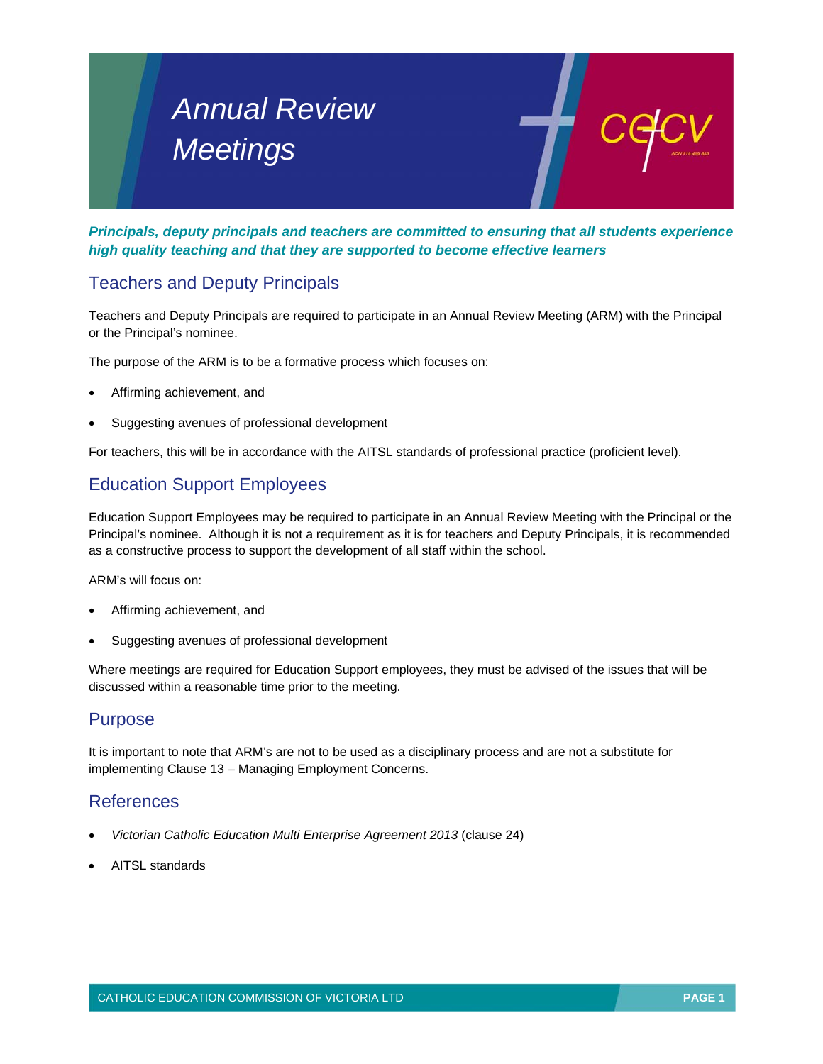# Annual Review Meetings

***Principals, deputy principals and teachers are committed to ensuring that all students experience high quality teaching and that they are supported to become effective learners***

## Teachers and Deputy Principals

Teachers and Deputy Principals are required to participate in an Annual Review Meeting (ARM) with the Principal or the Principal's nominee.

The purpose of the ARM is to be a formative process which focuses on:

- Affirming achievement, and
- Suggesting avenues of professional development

For teachers, this will be in accordance with the AITSL standards of professional practice (proficient level).

## Education Support Employees

Education Support Employees may be required to participate in an Annual Review Meeting with the Principal or the Principal's nominee. Although it is not a requirement as it is for teachers and Deputy Principals, it is recommended as a constructive process to support the development of all staff within the school.

ARM's will focus on:

- Affirming achievement, and
- Suggesting avenues of professional development

Where meetings are required for Education Support employees, they must be advised of the issues that will be discussed within a reasonable time prior to the meeting.

## Purpose

It is important to note that ARM's are not to be used as a disciplinary process and are not a substitute for implementing Clause 13 – Managing Employment Concerns.

## References

- *Victorian Catholic Education Multi Enterprise Agreement 2013* (clause 24)
- AITSL standards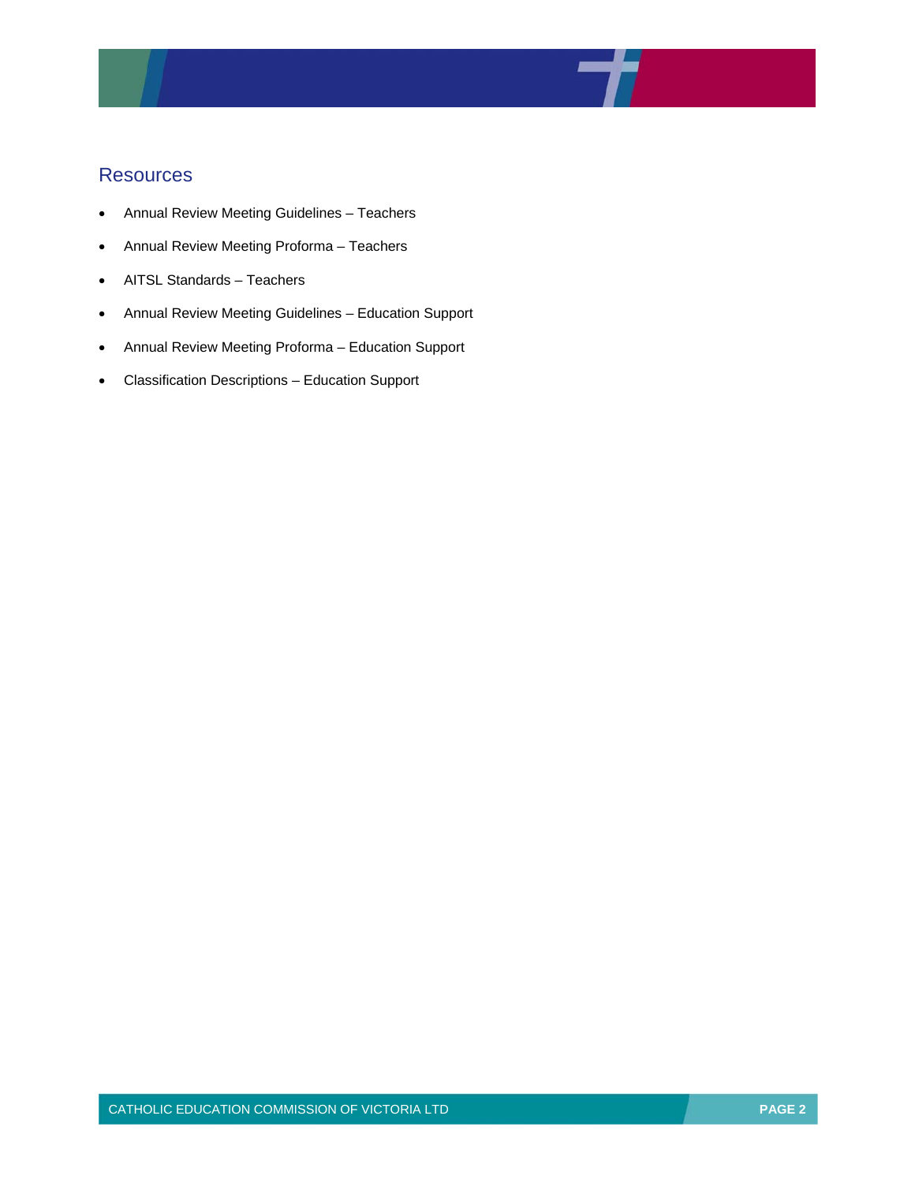## Resources

- Annual Review Meeting Guidelines – Teachers
- Annual Review Meeting Proforma – Teachers
- AITSL Standards – Teachers
- Annual Review Meeting Guidelines – Education Support
- Annual Review Meeting Proforma – Education Support
- Classification Descriptions – Education Support